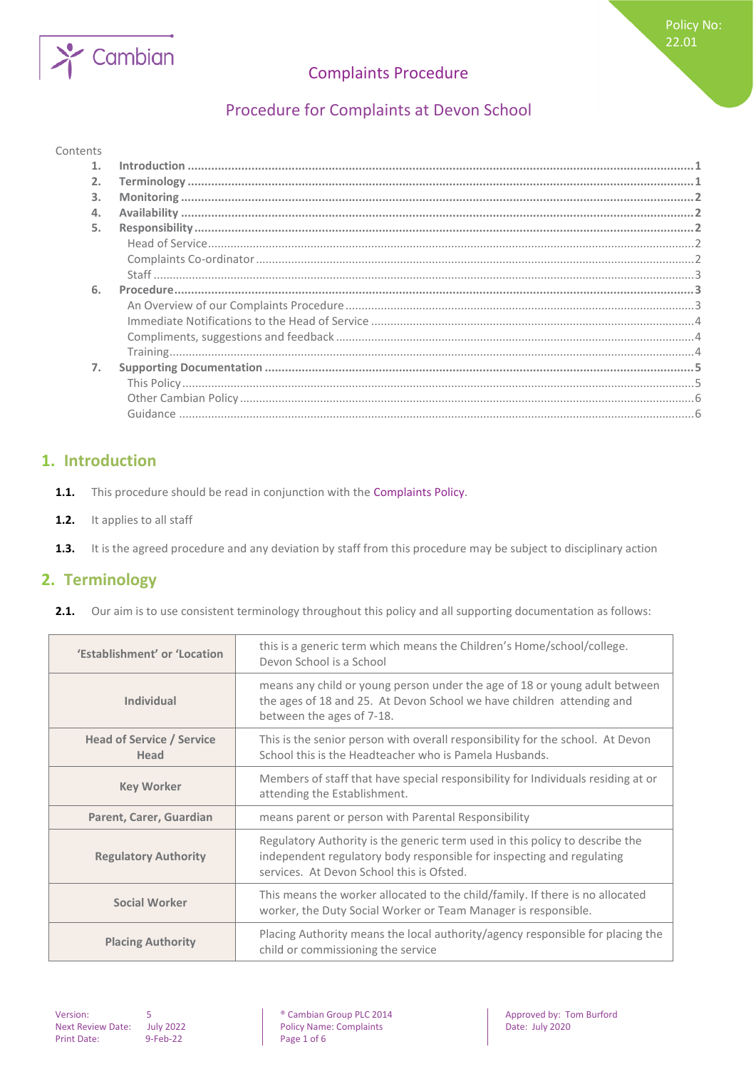# Complaints Procedure

## Procedure for Complaints at Devon School

Contents

1. **Introduction** .......... 1
2. **Terminology** .......... 1
3. **Monitoring** .......... 2
4. **Availability** .......... 2
5. **Responsibility** .......... 2
   - Head of Service .......... 2
   - Complaints Co-ordinator .......... 2
   - Staff .......... 3
6. **Procedure** .......... 3
   - An Overview of our Complaints Procedure .......... 3
   - Immediate Notifications to the Head of Service .......... 4
   - Compliments, suggestions and feedback .......... 4
   - Training .......... 4
7. **Supporting Documentation** .......... 5
   - This Policy .......... 5
   - Other Cambian Policy .......... 6
   - Guidance .......... 6

## 1. Introduction

**1.1.** This procedure should be read in conjunction with the Complaints Policy.

**1.2.** It applies to all staff

**1.3.** It is the agreed procedure and any deviation by staff from this procedure may be subject to disciplinary action

## 2. Terminology

**2.1.** Our aim is to use consistent terminology throughout this policy and all supporting documentation as follows:

| | |
|---|---|
| **'Establishment' or 'Location** | this is a generic term which means the Children's Home/school/college. Devon School is a School |
| **Individual** | means any child or young person under the age of 18 or young adult between the ages of 18 and 25. At Devon School we have children attending and between the ages of 7-18. |
| **Head of Service / Service Head** | This is the senior person with overall responsibility for the school. At Devon School this is the Headteacher who is Pamela Husbands. |
| **Key Worker** | Members of staff that have special responsibility for Individuals residing at or attending the Establishment. |
| **Parent, Carer, Guardian** | means parent or person with Parental Responsibility |
| **Regulatory Authority** | Regulatory Authority is the generic term used in this policy to describe the independent regulatory body responsible for inspecting and regulating services. At Devon School this is Ofsted. |
| **Social Worker** | This means the worker allocated to the child/family. If there is no allocated worker, the Duty Social Worker or Team Manager is responsible. |
| **Placing Authority** | Placing Authority means the local authority/agency responsible for placing the child or commissioning the service |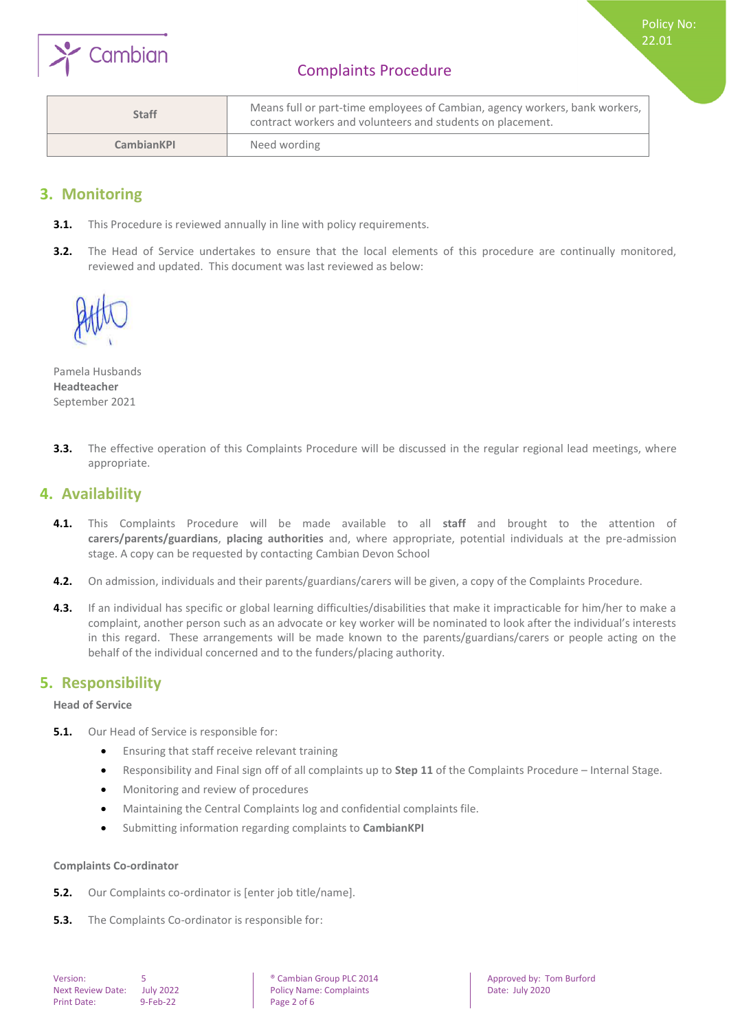| Staff | Means full or part-time employees of Cambian, agency workers, bank workers, contract workers and volunteers and students on placement. |
|---|---|
| **CambianKPI** | Need wording |

## 3. Monitoring

**3.1.** This Procedure is reviewed annually in line with policy requirements.

**3.2.** The Head of Service undertakes to ensure that the local elements of this procedure are continually monitored, reviewed and updated. This document was last reviewed as below:

Pamela Husbands
**Headteacher**
September 2021

**3.3.** The effective operation of this Complaints Procedure will be discussed in the regular regional lead meetings, where appropriate.

## 4. Availability

**4.1.** This Complaints Procedure will be made available to all **staff** and brought to the attention of **carers/parents/guardians**, **placing authorities** and, where appropriate, potential individuals at the pre-admission stage. A copy can be requested by contacting Cambian Devon School

**4.2.** On admission, individuals and their parents/guardians/carers will be given, a copy of the Complaints Procedure.

**4.3.** If an individual has specific or global learning difficulties/disabilities that make it impracticable for him/her to make a complaint, another person such as an advocate or key worker will be nominated to look after the individual's interests in this regard. These arrangements will be made known to the parents/guardians/carers or people acting on the behalf of the individual concerned and to the funders/placing authority.

## 5. Responsibility

**Head of Service**

**5.1.** Our Head of Service is responsible for:

- Ensuring that staff receive relevant training
- Responsibility and Final sign off of all complaints up to **Step 11** of the Complaints Procedure – Internal Stage.
- Monitoring and review of procedures
- Maintaining the Central Complaints log and confidential complaints file.
- Submitting information regarding complaints to **CambianKPI**

**Complaints Co-ordinator**

**5.2.** Our Complaints co-ordinator is [enter job title/name].

**5.3.** The Complaints Co-ordinator is responsible for: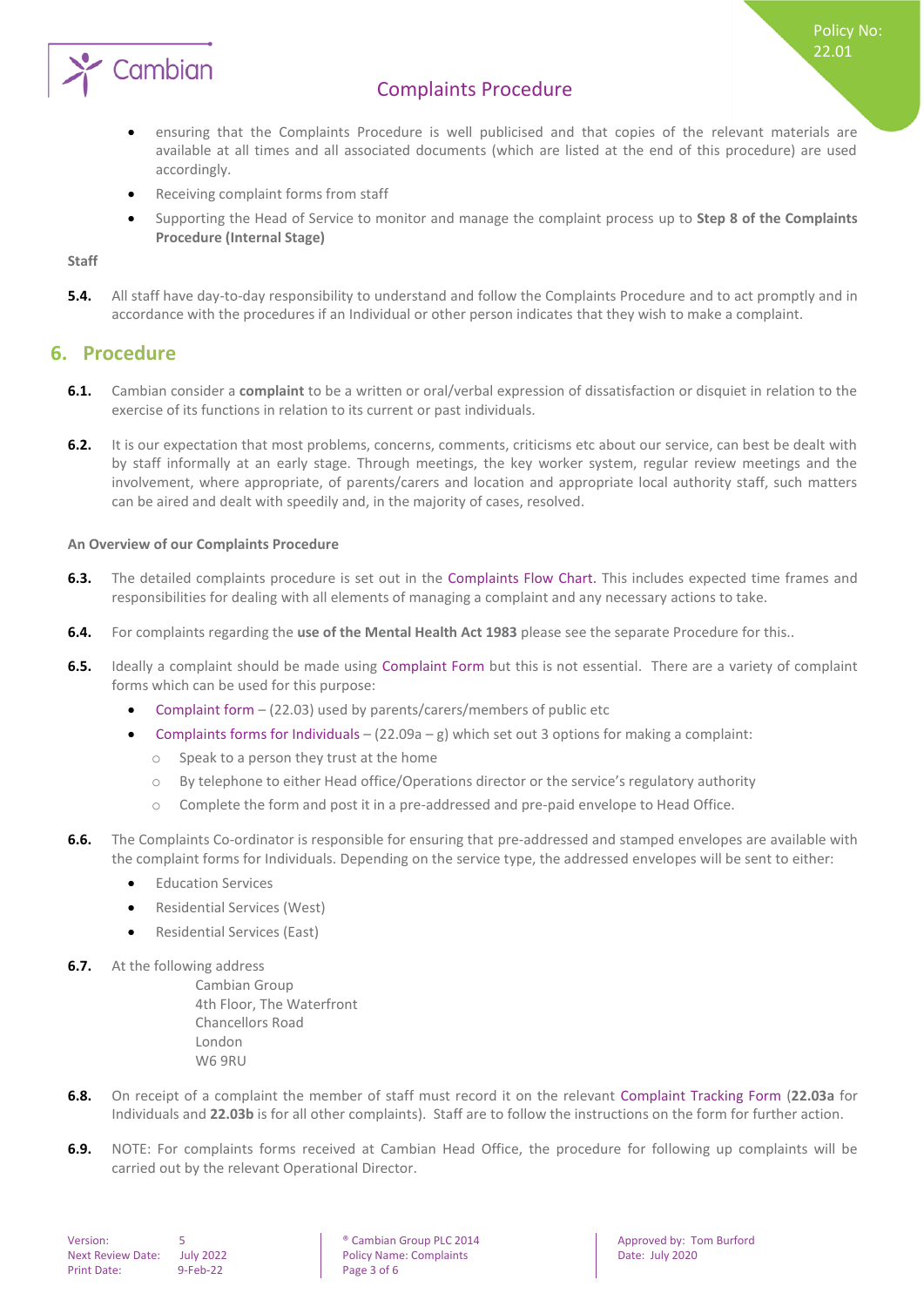- ensuring that the Complaints Procedure is well publicised and that copies of the relevant materials are available at all times and all associated documents (which are listed at the end of this procedure) are used accordingly.
- Receiving complaint forms from staff
- Supporting the Head of Service to monitor and manage the complaint process up to **Step 8 of the Complaints Procedure (Internal Stage)**

**Staff**

**5.4.** All staff have day-to-day responsibility to understand and follow the Complaints Procedure and to act promptly and in accordance with the procedures if an Individual or other person indicates that they wish to make a complaint.

## 6. Procedure

**6.1.** Cambian consider a **complaint** to be a written or oral/verbal expression of dissatisfaction or disquiet in relation to the exercise of its functions in relation to its current or past individuals.

**6.2.** It is our expectation that most problems, concerns, comments, criticisms etc about our service, can best be dealt with by staff informally at an early stage. Through meetings, the key worker system, regular review meetings and the involvement, where appropriate, of parents/carers and location and appropriate local authority staff, such matters can be aired and dealt with speedily and, in the majority of cases, resolved.

**An Overview of our Complaints Procedure**

**6.3.** The detailed complaints procedure is set out in the Complaints Flow Chart. This includes expected time frames and responsibilities for dealing with all elements of managing a complaint and any necessary actions to take.

**6.4.** For complaints regarding the **use of the Mental Health Act 1983** please see the separate Procedure for this..

**6.5.** Ideally a complaint should be made using Complaint Form but this is not essential. There are a variety of complaint forms which can be used for this purpose:

- Complaint form – (22.03) used by parents/carers/members of public etc
- Complaints forms for Individuals – (22.09a – g) which set out 3 options for making a complaint:
  - Speak to a person they trust at the home
  - By telephone to either Head office/Operations director or the service's regulatory authority
  - Complete the form and post it in a pre-addressed and pre-paid envelope to Head Office.

**6.6.** The Complaints Co-ordinator is responsible for ensuring that pre-addressed and stamped envelopes are available with the complaint forms for Individuals. Depending on the service type, the addressed envelopes will be sent to either:

- Education Services
- Residential Services (West)
- Residential Services (East)

**6.7.** At the following address

Cambian Group
4th Floor, The Waterfront
Chancellors Road
London
W6 9RU

**6.8.** On receipt of a complaint the member of staff must record it on the relevant Complaint Tracking Form (**22.03a** for Individuals and **22.03b** is for all other complaints). Staff are to follow the instructions on the form for further action.

**6.9.** NOTE: For complaints forms received at Cambian Head Office, the procedure for following up complaints will be carried out by the relevant Operational Director.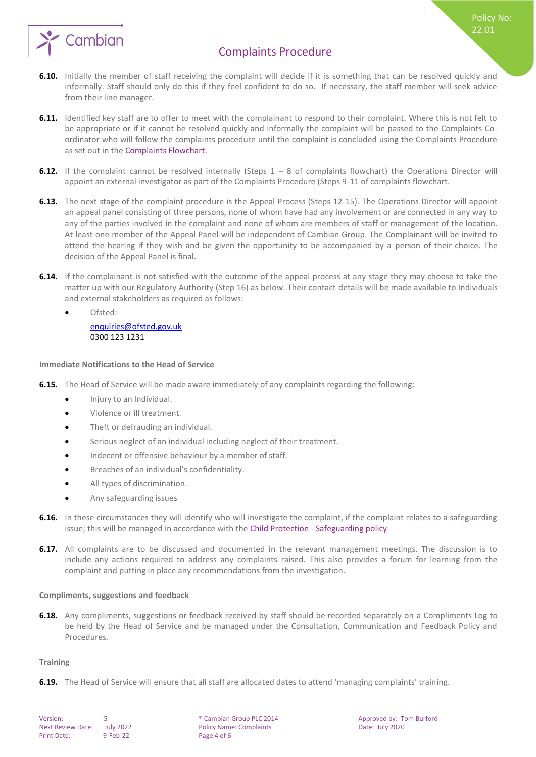**6.10.** Initially the member of staff receiving the complaint will decide if it is something that can be resolved quickly and informally. Staff should only do this if they feel confident to do so. If necessary, the staff member will seek advice from their line manager.

**6.11.** Identified key staff are to offer to meet with the complainant to respond to their complaint. Where this is not felt to be appropriate or if it cannot be resolved quickly and informally the complaint will be passed to the Complaints Co-ordinator who will follow the complaints procedure until the complaint is concluded using the Complaints Procedure as set out in the Complaints Flowchart.

**6.12.** If the complaint cannot be resolved internally (Steps 1 – 8 of complaints flowchart) the Operations Director will appoint an external investigator as part of the Complaints Procedure (Steps 9-11 of complaints flowchart.

**6.13.** The next stage of the complaint procedure is the Appeal Process (Steps 12-15). The Operations Director will appoint an appeal panel consisting of three persons, none of whom have had any involvement or are connected in any way to any of the parties involved in the complaint and none of whom are members of staff or management of the location. At least one member of the Appeal Panel will be independent of Cambian Group. The Complainant will be invited to attend the hearing if they wish and be given the opportunity to be accompanied by a person of their choice. The decision of the Appeal Panel is final.

**6.14.** If the complainant is not satisfied with the outcome of the appeal process at any stage they may choose to take the matter up with our Regulatory Authority (Step 16) as below. Their contact details will be made available to Individuals and external stakeholders as required as follows:

- Ofsted:
  enquiries@ofsted.gov.uk
  0300 123 1231

#### Immediate Notifications to the Head of Service

**6.15.** The Head of Service will be made aware immediately of any complaints regarding the following:

- Injury to an Individual.
- Violence or ill treatment.
- Theft or defrauding an individual.
- Serious neglect of an individual including neglect of their treatment.
- Indecent or offensive behaviour by a member of staff.
- Breaches of an individual's confidentiality.
- All types of discrimination.
- Any safeguarding issues

**6.16.** In these circumstances they will identify who will investigate the complaint, if the complaint relates to a safeguarding issue; this will be managed in accordance with the Child Protection - Safeguarding policy

**6.17.** All complaints are to be discussed and documented in the relevant management meetings. The discussion is to include any actions required to address any complaints raised. This also provides a forum for learning from the complaint and putting in place any recommendations from the investigation.

#### Compliments, suggestions and feedback

**6.18.** Any compliments, suggestions or feedback received by staff should be recorded separately on a Compliments Log to be held by the Head of Service and be managed under the Consultation, Communication and Feedback Policy and Procedures.

#### Training

**6.19.** The Head of Service will ensure that all staff are allocated dates to attend 'managing complaints' training.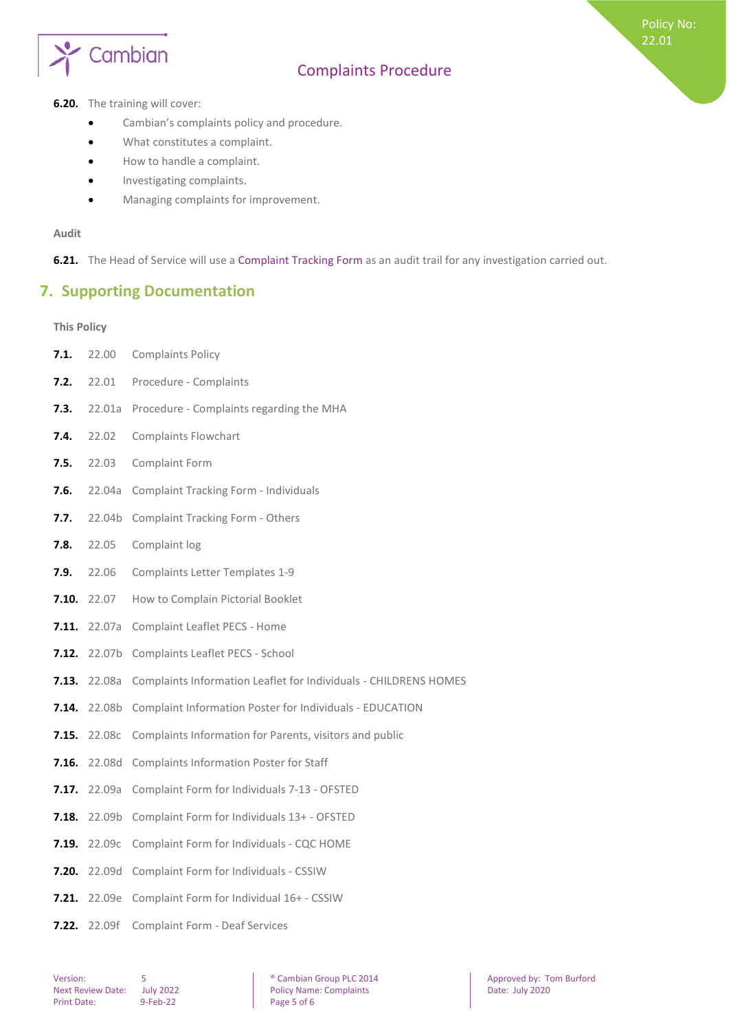**6.20.** The training will cover:

- Cambian's complaints policy and procedure.
- What constitutes a complaint.
- How to handle a complaint.
- Investigating complaints.
- Managing complaints for improvement.

**Audit**

**6.21.** The Head of Service will use a Complaint Tracking Form as an audit trail for any investigation carried out.

## 7. Supporting Documentation

**This Policy**

**7.1.** 22.00 Complaints Policy

**7.2.** 22.01 Procedure - Complaints

**7.3.** 22.01a Procedure - Complaints regarding the MHA

**7.4.** 22.02 Complaints Flowchart

**7.5.** 22.03 Complaint Form

**7.6.** 22.04a Complaint Tracking Form - Individuals

**7.7.** 22.04b Complaint Tracking Form - Others

**7.8.** 22.05 Complaint log

**7.9.** 22.06 Complaints Letter Templates 1-9

**7.10.** 22.07 How to Complain Pictorial Booklet

**7.11.** 22.07a Complaint Leaflet PECS - Home

**7.12.** 22.07b Complaints Leaflet PECS - School

**7.13.** 22.08a Complaints Information Leaflet for Individuals - CHILDRENS HOMES

**7.14.** 22.08b Complaint Information Poster for Individuals - EDUCATION

**7.15.** 22.08c Complaints Information for Parents, visitors and public

**7.16.** 22.08d Complaints Information Poster for Staff

**7.17.** 22.09a Complaint Form for Individuals 7-13 - OFSTED

**7.18.** 22.09b Complaint Form for Individuals 13+ - OFSTED

**7.19.** 22.09c Complaint Form for Individuals - CQC HOME

**7.20.** 22.09d Complaint Form for Individuals - CSSIW

**7.21.** 22.09e Complaint Form for Individual 16+ - CSSIW

**7.22.** 22.09f Complaint Form - Deaf Services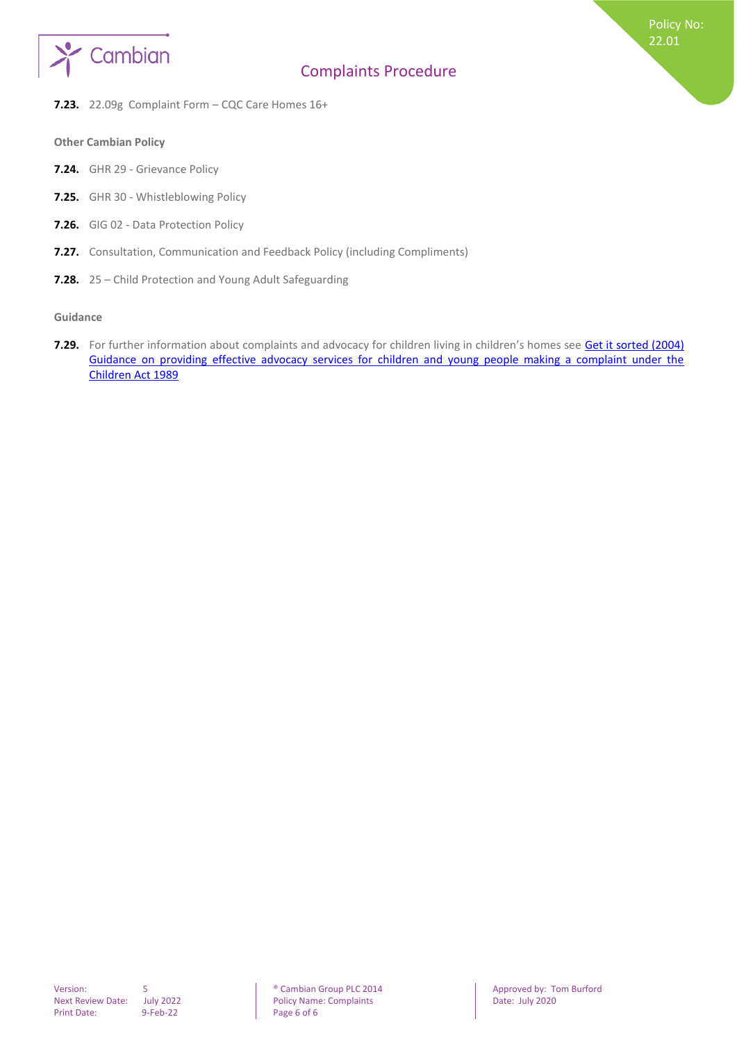**7.23.** 22.09g Complaint Form – CQC Care Homes 16+

**Other Cambian Policy**

**7.24.** GHR 29 - Grievance Policy

**7.25.** GHR 30 - Whistleblowing Policy

**7.26.** GIG 02 - Data Protection Policy

**7.27.** Consultation, Communication and Feedback Policy (including Compliments)

**7.28.** 25 – Child Protection and Young Adult Safeguarding

**Guidance**

**7.29.** For further information about complaints and advocacy for children living in children's homes see Get it sorted (2004) Guidance on providing effective advocacy services for children and young people making a complaint under the Children Act 1989